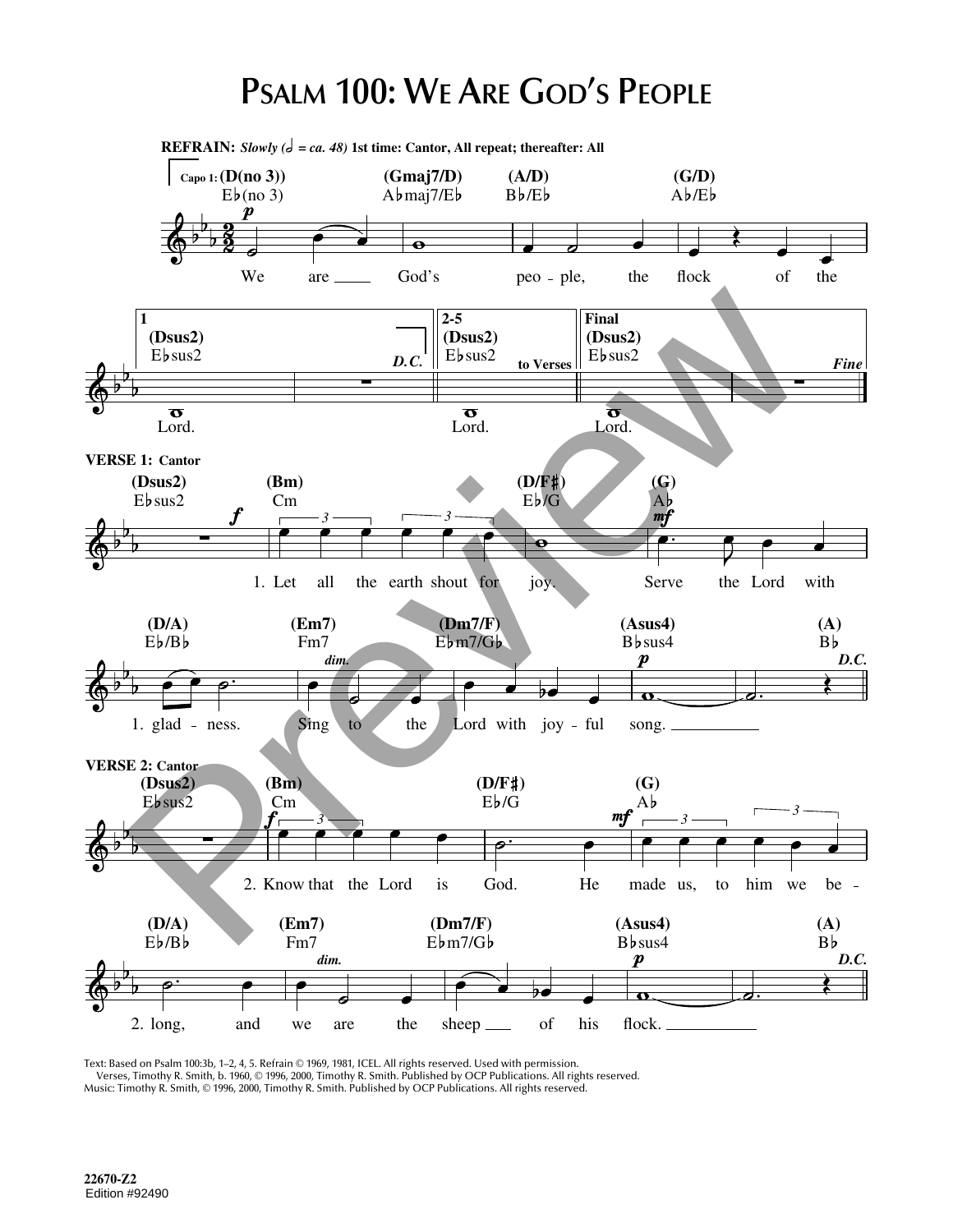# Psalm 100: We Are God's People

**REFRAIN:** *Slowly (𝅗𝅥 = ca. 48)* **1st time: Cantor, All repeat; thereafter: All**

Capo 1: (D(no 3)) E♭(no 3) — (Gmaj7/D) A♭maj7/E♭ — (A/D) B♭/E♭ — (G/D) A♭/E♭

We are God's people, the flock of the

1 (Dsus2) E♭sus2 — Lord. *D.C.*

2-5 (Dsus2) E♭sus2 — Lord. to Verses

Final (Dsus2) E♭sus2 — Lord. *Fine*

**VERSE 1: Cantor**

(Dsus2) E♭sus2 — (Bm) Cm — (D/F♯) E♭/G — (G) A♭

1. Let all the earth shout for joy. Serve the Lord with

(D/A) E♭/B♭ — (Em7) Fm7 — (Dm7/F) E♭m7/G♭ — (Asus4) B♭sus4 — (A) B♭

1. gladness. Sing to the Lord with joyful song. *D.C.*

**VERSE 2: Cantor**

(Dsus2) E♭sus2 — (Bm) Cm — (D/F♯) E♭/G — (G) A♭

2. Know that the Lord is God. He made us, to him we be-

(D/A) E♭/B♭ — (Em7) Fm7 — (Dm7/F) E♭m7/G♭ — (Asus4) B♭sus4 — (A) B♭

2. long, and we are the sheep of his flock. *D.C.*

Text: Based on Psalm 100:3b, 1–2, 4, 5. Refrain © 1969, 1981, ICEL. All rights reserved. Used with permission.
Verses, Timothy R. Smith, b. 1960, © 1996, 2000, Timothy R. Smith. Published by OCP Publications. All rights reserved.
Music: Timothy R. Smith, © 1996, 2000, Timothy R. Smith. Published by OCP Publications. All rights reserved.

22670-Z2
Edition #92490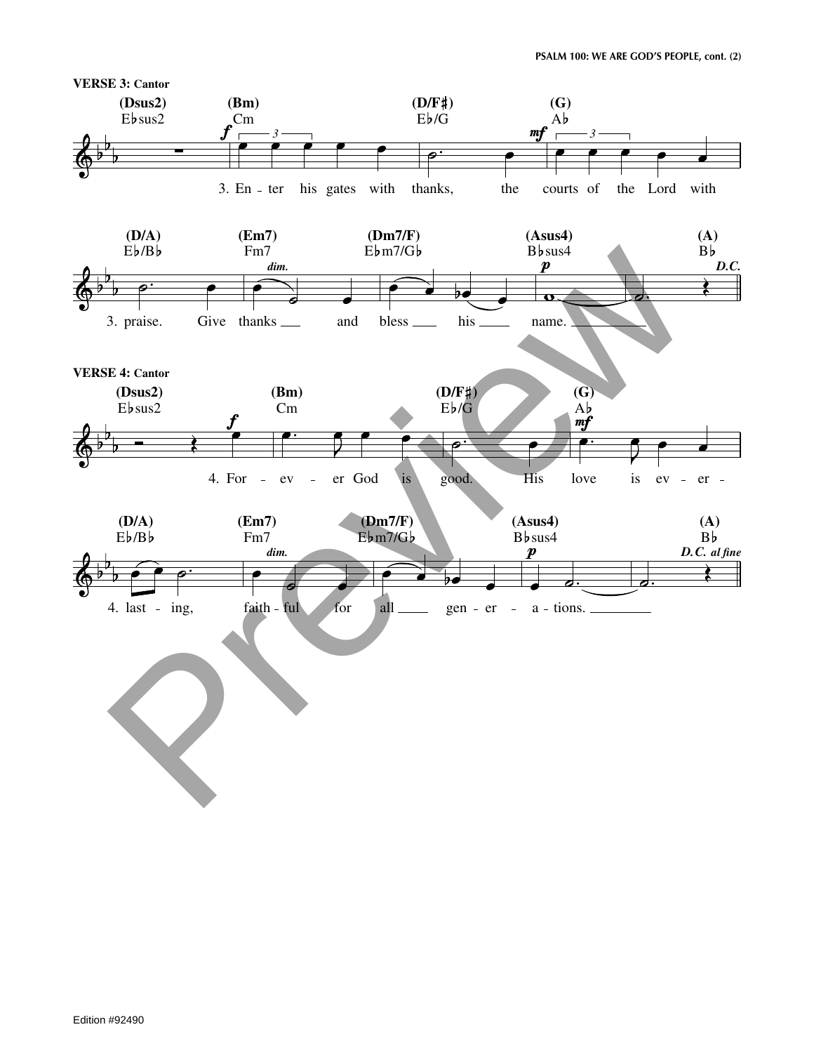**VERSE 3: Cantor**

(Dsus2) E♭sus2 — (Bm) Cm — (D/F♯) E♭/G — (G) A♭

3. En - ter his gates with thanks, the courts of the Lord with

(D/A) E♭/B♭ — (Em7) Fm7 — (Dm7/F) E♭m7/G♭ — (Asus4) B♭sus4 — (A) B♭

3. praise. Give thanks and bless his name.

*D.C.*

**VERSE 4: Cantor**

(Dsus2) E♭sus2 — (Bm) Cm — (D/F♯) E♭/G — (G) A♭

4. For - ev - er God is good. His love is ev - er -

(D/A) E♭/B♭ — (Em7) Fm7 — (Dm7/F) E♭m7/G♭ — (Asus4) B♭sus4 — (A) B♭

4. last - ing, faith - ful for all gen - er - a - tions.

*D.C. al fine*

Edition #92490